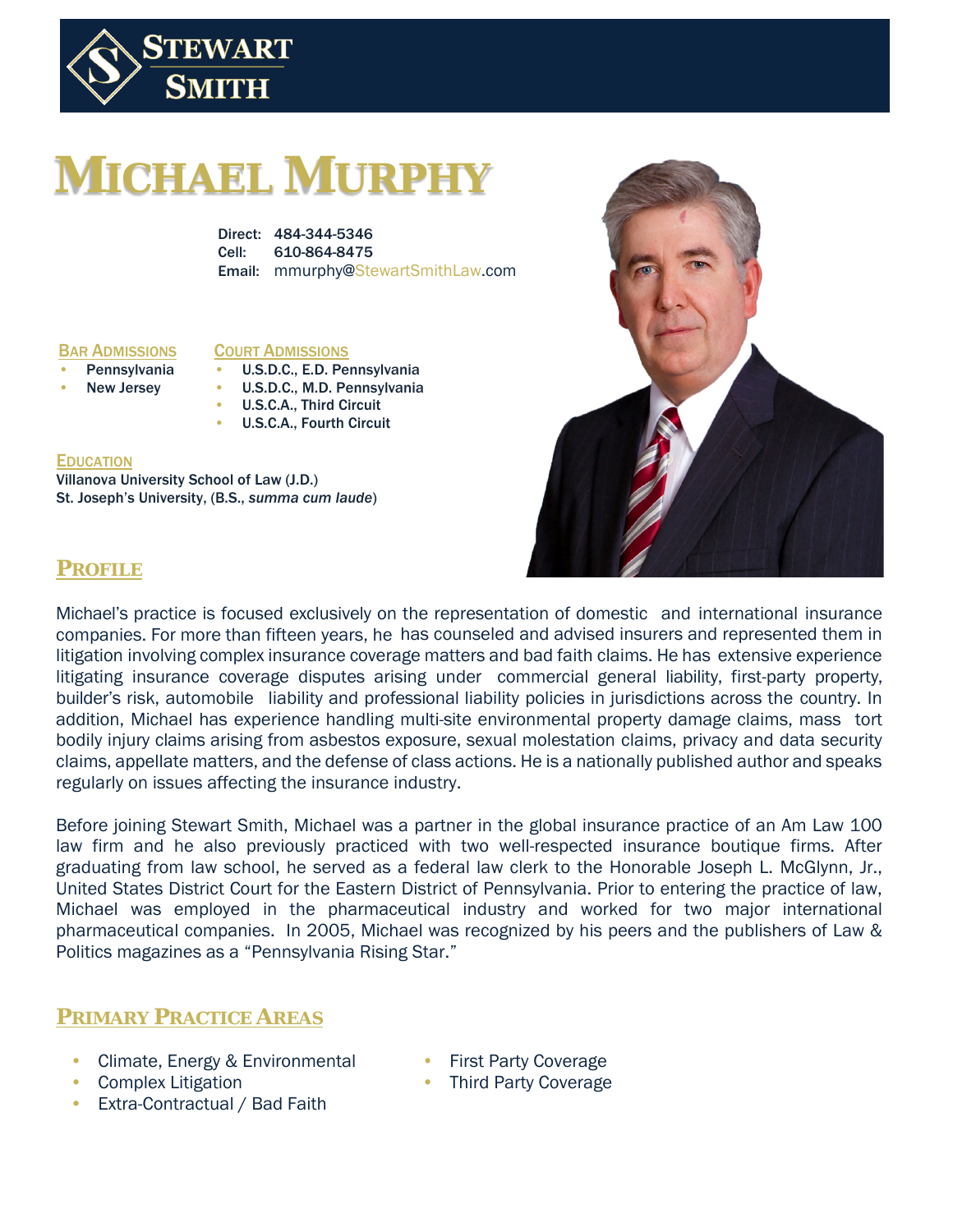STEWART SMITH

# MICHAEL MURPHY

Direct: 484-344-5346
Cell: 610-864-8475
Email: mmurphy@StewartSmithLaw.com

### BAR ADMISSIONS

- Pennsylvania
- New Jersey

### COURT ADMISSIONS

- U.S.D.C., E.D. Pennsylvania
- U.S.D.C., M.D. Pennsylvania
- U.S.C.A., Third Circuit
- U.S.C.A., Fourth Circuit

### EDUCATION

Villanova University School of Law (J.D.)
St. Joseph's University, (B.S., *summa cum laude*)

## PROFILE

Michael's practice is focused exclusively on the representation of domestic and international insurance companies. For more than fifteen years, he has counseled and advised insurers and represented them in litigation involving complex insurance coverage matters and bad faith claims. He has extensive experience litigating insurance coverage disputes arising under commercial general liability, first-party property, builder's risk, automobile liability and professional liability policies in jurisdictions across the country. In addition, Michael has experience handling multi-site environmental property damage claims, mass tort bodily injury claims arising from asbestos exposure, sexual molestation claims, privacy and data security claims, appellate matters, and the defense of class actions. He is a nationally published author and speaks regularly on issues affecting the insurance industry.

Before joining Stewart Smith, Michael was a partner in the global insurance practice of an Am Law 100 law firm and he also previously practiced with two well-respected insurance boutique firms. After graduating from law school, he served as a federal law clerk to the Honorable Joseph L. McGlynn, Jr., United States District Court for the Eastern District of Pennsylvania. Prior to entering the practice of law, Michael was employed in the pharmaceutical industry and worked for two major international pharmaceutical companies. In 2005, Michael was recognized by his peers and the publishers of Law & Politics magazines as a "Pennsylvania Rising Star."

## PRIMARY PRACTICE AREAS

- Climate, Energy & Environmental
- Complex Litigation
- Extra-Contractual / Bad Faith
- First Party Coverage
- Third Party Coverage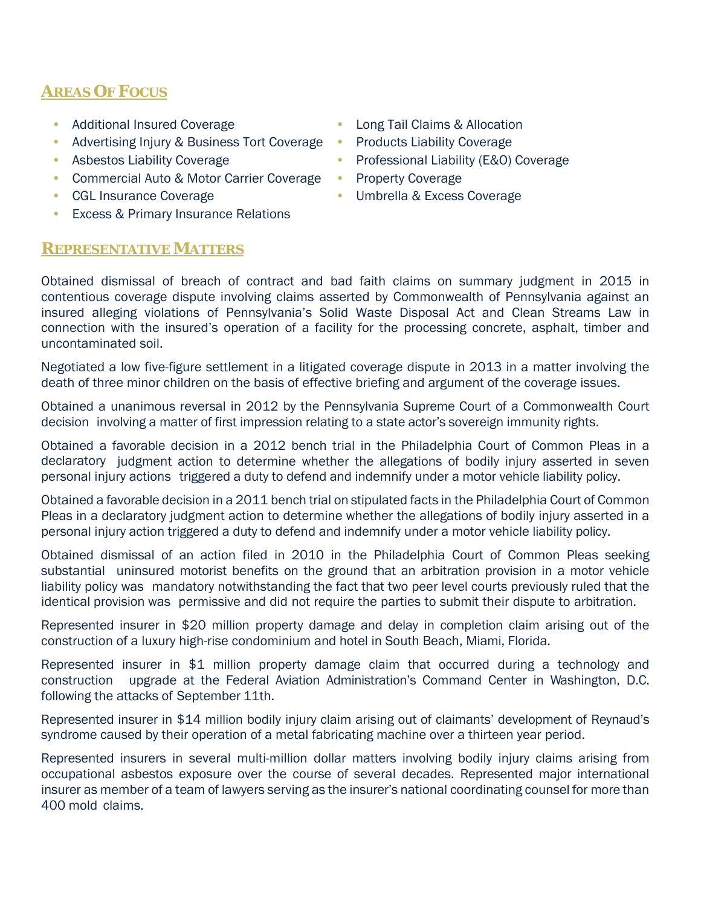## Areas Of Focus

- Additional Insured Coverage
- Advertising Injury & Business Tort Coverage
- Asbestos Liability Coverage
- Commercial Auto & Motor Carrier Coverage
- CGL Insurance Coverage
- Excess & Primary Insurance Relations
- Long Tail Claims & Allocation
- Products Liability Coverage
- Professional Liability (E&O) Coverage
- Property Coverage
- Umbrella & Excess Coverage

## Representative Matters

Obtained dismissal of breach of contract and bad faith claims on summary judgment in 2015 in contentious coverage dispute involving claims asserted by Commonwealth of Pennsylvania against an insured alleging violations of Pennsylvania's Solid Waste Disposal Act and Clean Streams Law in connection with the insured's operation of a facility for the processing concrete, asphalt, timber and uncontaminated soil.

Negotiated a low five-figure settlement in a litigated coverage dispute in 2013 in a matter involving the death of three minor children on the basis of effective briefing and argument of the coverage issues.

Obtained a unanimous reversal in 2012 by the Pennsylvania Supreme Court of a Commonwealth Court decision involving a matter of first impression relating to a state actor's sovereign immunity rights.

Obtained a favorable decision in a 2012 bench trial in the Philadelphia Court of Common Pleas in a declaratory judgment action to determine whether the allegations of bodily injury asserted in seven personal injury actions triggered a duty to defend and indemnify under a motor vehicle liability policy.

Obtained a favorable decision in a 2011 bench trial on stipulated facts in the Philadelphia Court of Common Pleas in a declaratory judgment action to determine whether the allegations of bodily injury asserted in a personal injury action triggered a duty to defend and indemnify under a motor vehicle liability policy.

Obtained dismissal of an action filed in 2010 in the Philadelphia Court of Common Pleas seeking substantial uninsured motorist benefits on the ground that an arbitration provision in a motor vehicle liability policy was mandatory notwithstanding the fact that two peer level courts previously ruled that the identical provision was permissive and did not require the parties to submit their dispute to arbitration.

Represented insurer in $20 million property damage and delay in completion claim arising out of the construction of a luxury high-rise condominium and hotel in South Beach, Miami, Florida.

Represented insurer in $1 million property damage claim that occurred during a technology and construction upgrade at the Federal Aviation Administration's Command Center in Washington, D.C. following the attacks of September 11th.

Represented insurer in $14 million bodily injury claim arising out of claimants' development of Reynaud's syndrome caused by their operation of a metal fabricating machine over a thirteen year period.

Represented insurers in several multi-million dollar matters involving bodily injury claims arising from occupational asbestos exposure over the course of several decades. Represented major international insurer as member of a team of lawyers serving as the insurer's national coordinating counsel for more than 400 mold claims.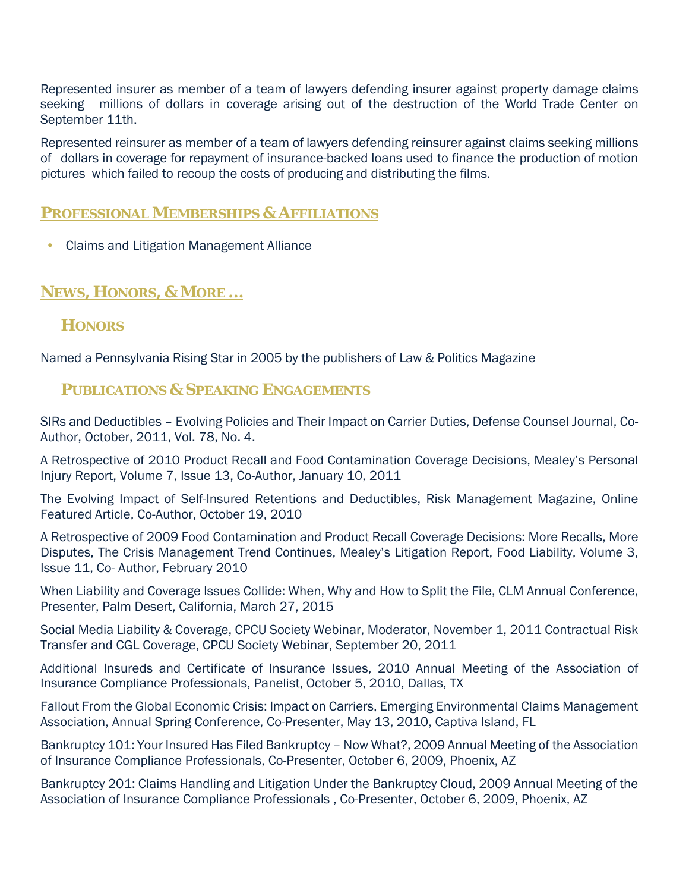Represented insurer as member of a team of lawyers defending insurer against property damage claims seeking millions of dollars in coverage arising out of the destruction of the World Trade Center on September 11th.

Represented reinsurer as member of a team of lawyers defending reinsurer against claims seeking millions of dollars in coverage for repayment of insurance-backed loans used to finance the production of motion pictures which failed to recoup the costs of producing and distributing the films.

## PROFESSIONAL MEMBERSHIPS & AFFILIATIONS

- Claims and Litigation Management Alliance

## NEWS, HONORS, & MORE …

### HONORS

Named a Pennsylvania Rising Star in 2005 by the publishers of Law & Politics Magazine

### PUBLICATIONS & SPEAKING ENGAGEMENTS

SIRs and Deductibles – Evolving Policies and Their Impact on Carrier Duties, Defense Counsel Journal, Co-Author, October, 2011, Vol. 78, No. 4.

A Retrospective of 2010 Product Recall and Food Contamination Coverage Decisions, Mealey's Personal Injury Report, Volume 7, Issue 13, Co-Author, January 10, 2011

The Evolving Impact of Self-Insured Retentions and Deductibles, Risk Management Magazine, Online Featured Article, Co-Author, October 19, 2010

A Retrospective of 2009 Food Contamination and Product Recall Coverage Decisions: More Recalls, More Disputes, The Crisis Management Trend Continues, Mealey's Litigation Report, Food Liability, Volume 3, Issue 11, Co- Author, February 2010

When Liability and Coverage Issues Collide: When, Why and How to Split the File, CLM Annual Conference, Presenter, Palm Desert, California, March 27, 2015

Social Media Liability & Coverage, CPCU Society Webinar, Moderator, November 1, 2011 Contractual Risk Transfer and CGL Coverage, CPCU Society Webinar, September 20, 2011

Additional Insureds and Certificate of Insurance Issues, 2010 Annual Meeting of the Association of Insurance Compliance Professionals, Panelist, October 5, 2010, Dallas, TX

Fallout From the Global Economic Crisis: Impact on Carriers, Emerging Environmental Claims Management Association, Annual Spring Conference, Co-Presenter, May 13, 2010, Captiva Island, FL

Bankruptcy 101: Your Insured Has Filed Bankruptcy – Now What?, 2009 Annual Meeting of the Association of Insurance Compliance Professionals, Co-Presenter, October 6, 2009, Phoenix, AZ

Bankruptcy 201: Claims Handling and Litigation Under the Bankruptcy Cloud, 2009 Annual Meeting of the Association of Insurance Compliance Professionals , Co-Presenter, October 6, 2009, Phoenix, AZ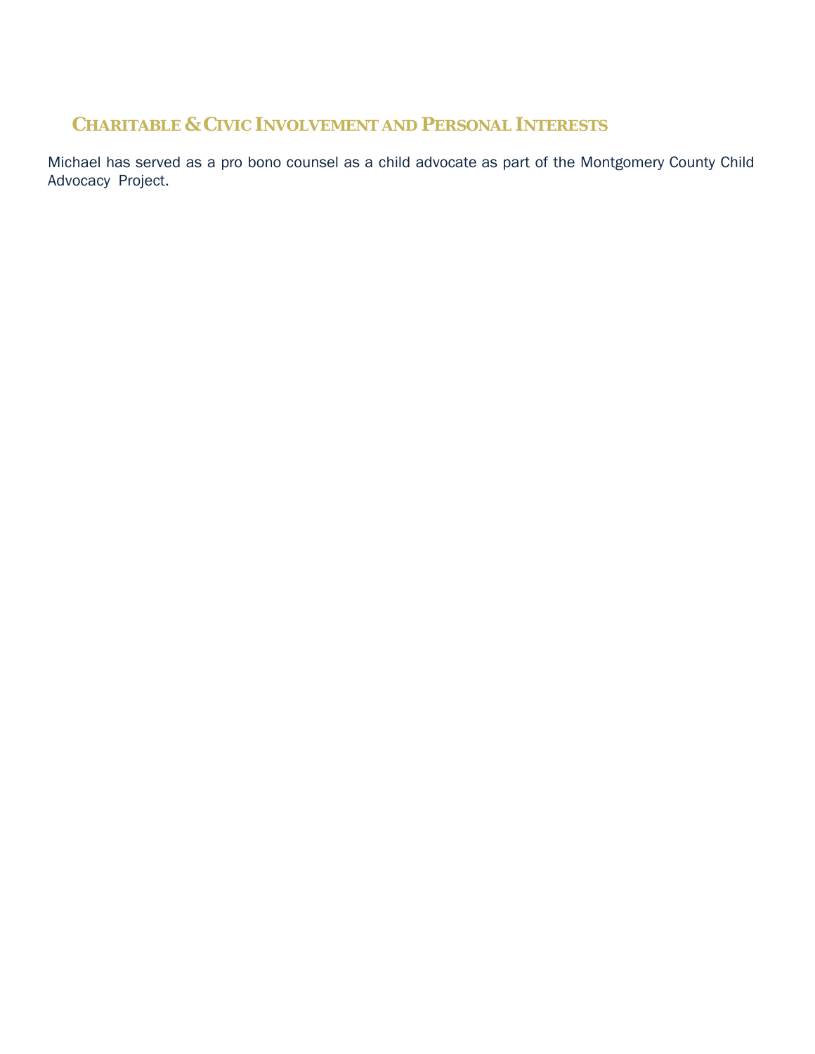## Charitable & Civic Involvement and Personal Interests

Michael has served as a pro bono counsel as a child advocate as part of the Montgomery County Child Advocacy Project.